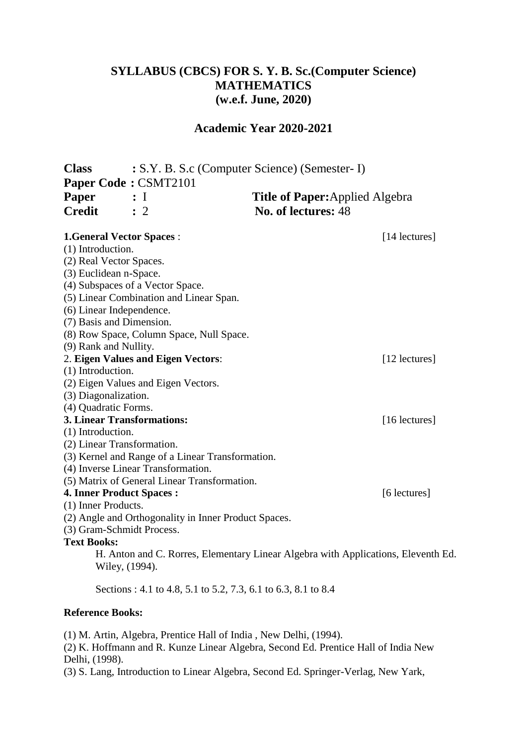# SYLLABUS (CBCS) FOR S. Y. B. Sc.(Computer Science)
# MATHEMATICS
## (w.e.f. June, 2020)

## Academic Year 2020-2021

**Class** : S.Y. B. S.c (Computer Science) (Semester- I)
**Paper Code :** CSMT2101
**Paper** : I **Title of Paper:** Applied Algebra
**Credit** : 2 **No. of lectures:** 48

**1.General Vector Spaces** : [14 lectures]
(1) Introduction.
(2) Real Vector Spaces.
(3) Euclidean n-Space.
(4) Subspaces of a Vector Space.
(5) Linear Combination and Linear Span.
(6) Linear Independence.
(7) Basis and Dimension.
(8) Row Space, Column Space, Null Space.
(9) Rank and Nullity.

2. **Eigen Values and Eigen Vectors**: [12 lectures]
(1) Introduction.
(2) Eigen Values and Eigen Vectors.
(3) Diagonalization.
(4) Quadratic Forms.

**3. Linear Transformations:** [16 lectures]
(1) Introduction.
(2) Linear Transformation.
(3) Kernel and Range of a Linear Transformation.
(4) Inverse Linear Transformation.
(5) Matrix of General Linear Transformation.

**4. Inner Product Spaces :** [6 lectures]
(1) Inner Products.
(2) Angle and Orthogonality in Inner Product Spaces.
(3) Gram-Schmidt Process.

**Text Books:**

H. Anton and C. Rorres, Elementary Linear Algebra with Applications, Eleventh Ed. Wiley, (1994).

Sections : 4.1 to 4.8, 5.1 to 5.2, 7.3, 6.1 to 6.3, 8.1 to 8.4

**Reference Books:**

(1) M. Artin, Algebra, Prentice Hall of India , New Delhi, (1994).
(2) K. Hoffmann and R. Kunze Linear Algebra, Second Ed. Prentice Hall of India New Delhi, (1998).
(3) S. Lang, Introduction to Linear Algebra, Second Ed. Springer-Verlag, New Yark,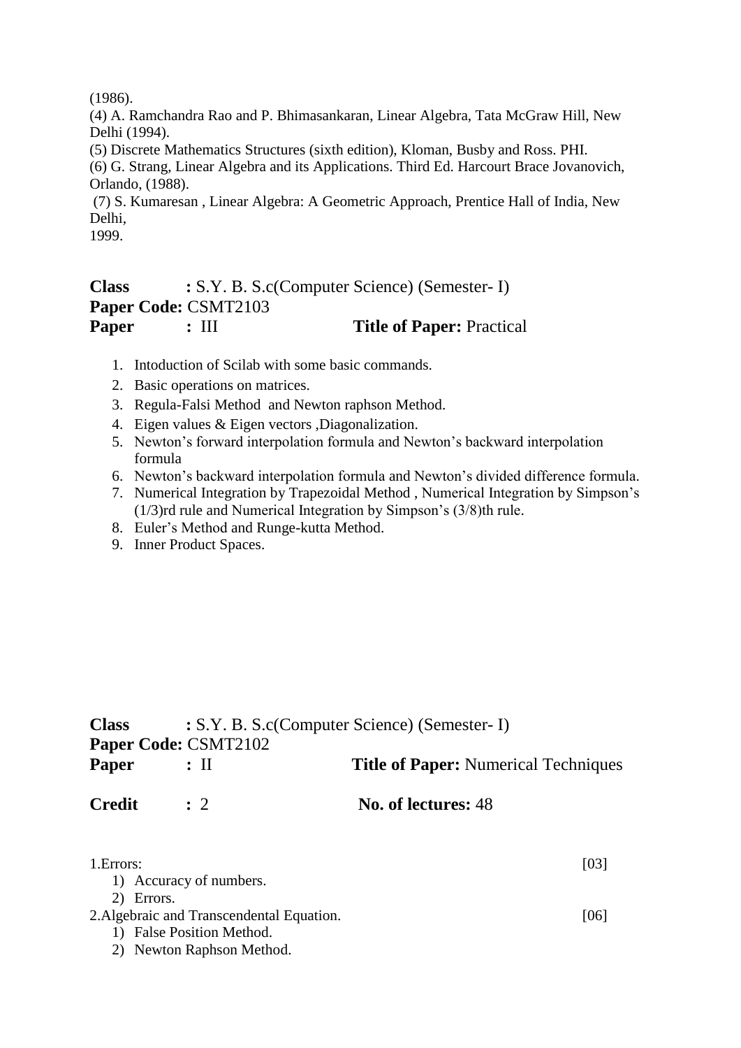(1986).

(4) A. Ramchandra Rao and P. Bhimasankaran, Linear Algebra, Tata McGraw Hill, New Delhi (1994).

(5) Discrete Mathematics Structures (sixth edition), Kloman, Busby and Ross. PHI.

(6) G. Strang, Linear Algebra and its Applications. Third Ed. Harcourt Brace Jovanovich, Orlando, (1988).

(7) S. Kumaresan , Linear Algebra: A Geometric Approach, Prentice Hall of India, New Delhi,
1999.

**Class** **:** S.Y. B. S.c(Computer Science) (Semester- I)
**Paper Code:** CSMT2103
**Paper** **:** III **Title of Paper:** Practical

1. Intoduction of Scilab with some basic commands.
2. Basic operations on matrices.
3. Regula-Falsi Method and Newton raphson Method.
4. Eigen values & Eigen vectors ,Diagonalization.
5. Newton's forward interpolation formula and Newton's backward interpolation formula
6. Newton's backward interpolation formula and Newton's divided difference formula.
7. Numerical Integration by Trapezoidal Method , Numerical Integration by Simpson's (1/3)rd rule and Numerical Integration by Simpson's (3/8)th rule.
8. Euler's Method and Runge-kutta Method.
9. Inner Product Spaces.

**Class** **:** S.Y. B. S.c(Computer Science) (Semester- I)
**Paper Code:** CSMT2102
**Paper** **:** II **Title of Paper:** Numerical Techniques

**Credit** **:** 2 **No. of lectures:** 48

1.Errors: [03]

1) Accuracy of numbers.
2) Errors.

2.Algebraic and Transcendental Equation. [06]

1) False Position Method.
2) Newton Raphson Method.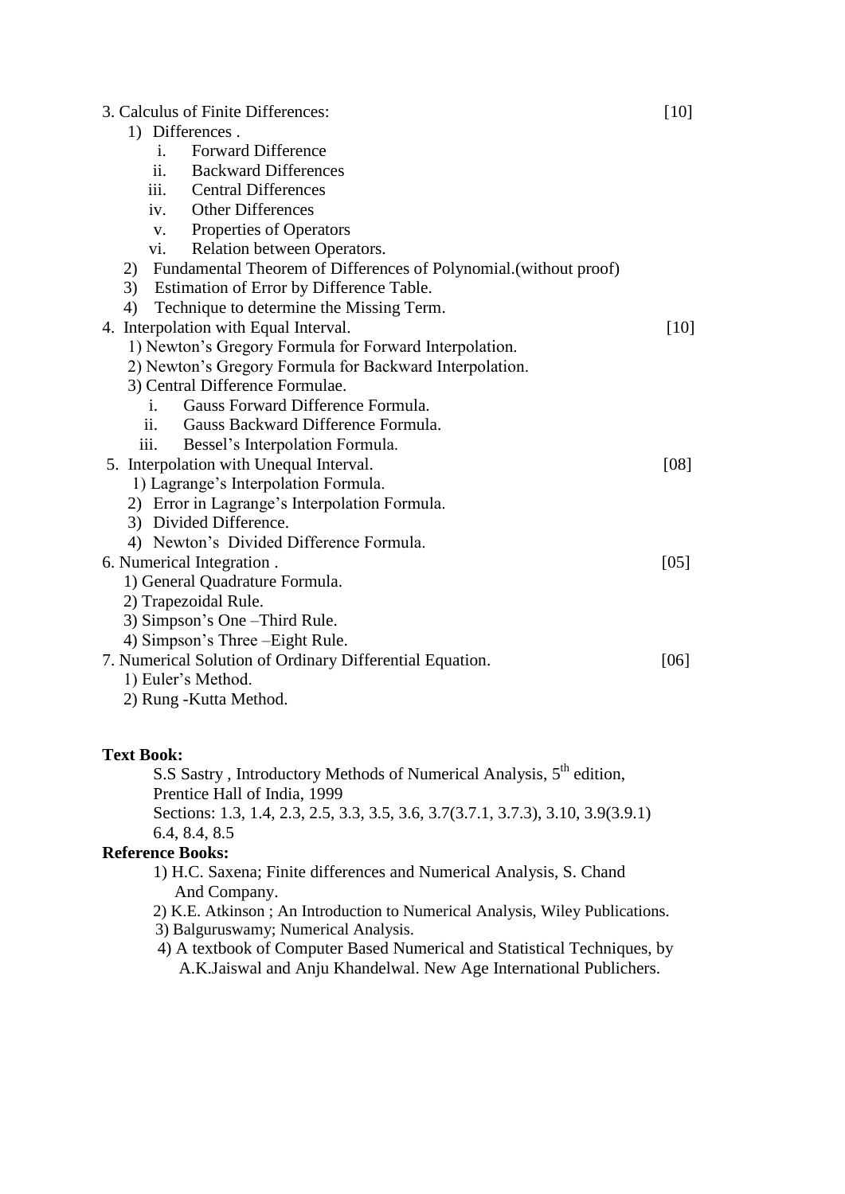3. Calculus of Finite Differences: [10]

1) Differences .
   i. Forward Difference
   ii. Backward Differences
   iii. Central Differences
   iv. Other Differences
   v. Properties of Operators
   vi. Relation between Operators.
2) Fundamental Theorem of Differences of Polynomial.(without proof)
3) Estimation of Error by Difference Table.
4) Technique to determine the Missing Term.

4. Interpolation with Equal Interval. [10]

1) Newton's Gregory Formula for Forward Interpolation.
2) Newton's Gregory Formula for Backward Interpolation.
3) Central Difference Formulae.
   i. Gauss Forward Difference Formula.
   ii. Gauss Backward Difference Formula.
   iii. Bessel's Interpolation Formula.

5. Interpolation with Unequal Interval. [08]

1) Lagrange's Interpolation Formula.
2) Error in Lagrange's Interpolation Formula.
3) Divided Difference.
4) Newton's Divided Difference Formula.

6. Numerical Integration . [05]

1) General Quadrature Formula.
2) Trapezoidal Rule.
3) Simpson's One –Third Rule.
4) Simpson's Three –Eight Rule.

7. Numerical Solution of Ordinary Differential Equation. [06]

1) Euler's Method.
2) Rung -Kutta Method.

**Text Book:**

S.S Sastry , Introductory Methods of Numerical Analysis, $5^{th}$ edition, Prentice Hall of India, 1999
Sections: 1.3, 1.4, 2.3, 2.5, 3.3, 3.5, 3.6, 3.7(3.7.1, 3.7.3), 3.10, 3.9(3.9.1) 6.4, 8.4, 8.5

**Reference Books:**

1) H.C. Saxena; Finite differences and Numerical Analysis, S. Chand And Company.
2) K.E. Atkinson ; An Introduction to Numerical Analysis, Wiley Publications.
3) Balguruswamy; Numerical Analysis.
4) A textbook of Computer Based Numerical and Statistical Techniques, by A.K.Jaiswal and Anju Khandelwal. New Age International Publichers.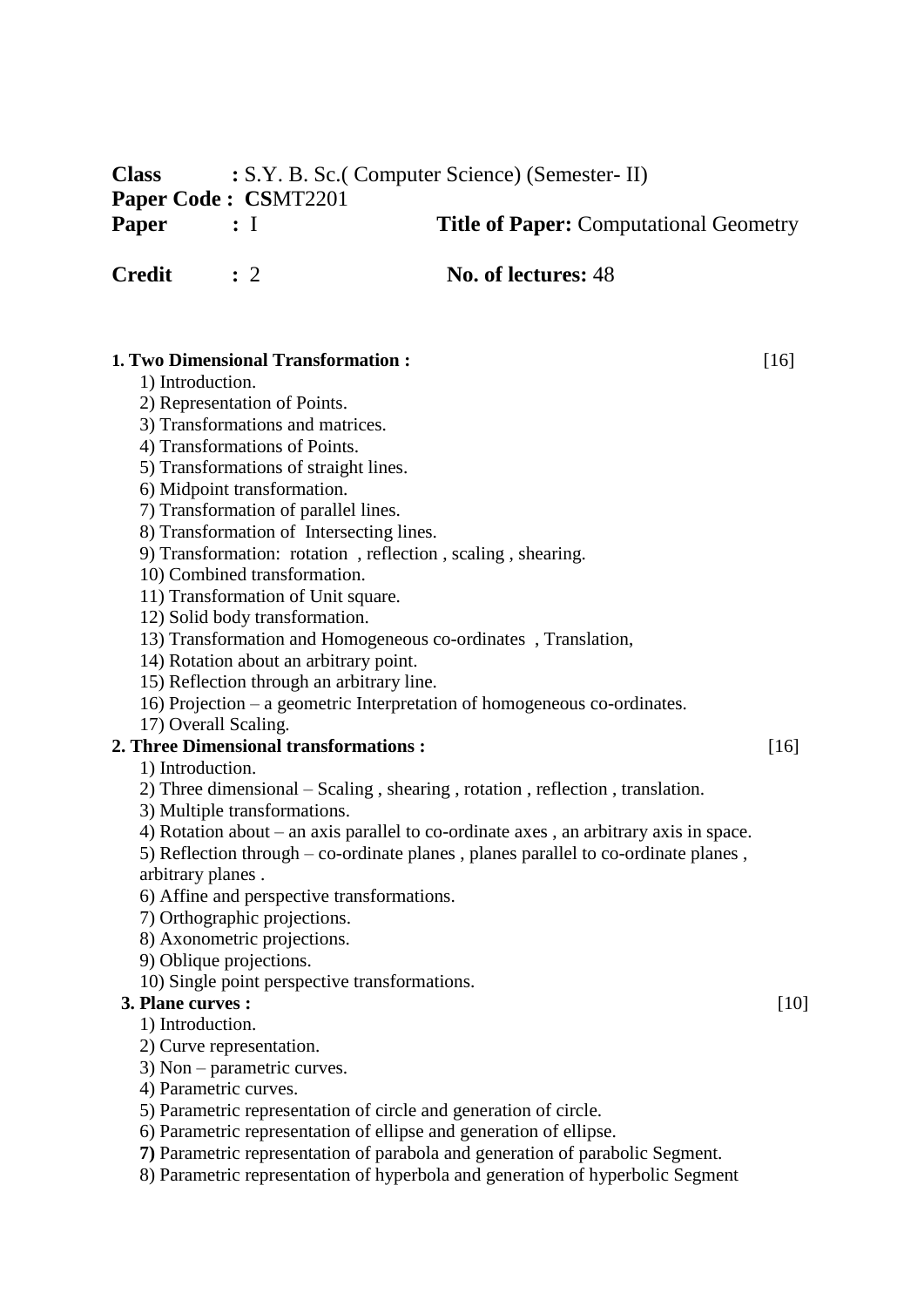**Class** : S.Y. B. Sc.( Computer Science) (Semester- II)
**Paper Code : CS**MT2201
**Paper** : I **Title of Paper:** Computational Geometry

**Credit** : 2 **No. of lectures:** 48

**1. Two Dimensional Transformation :** [16]

1) Introduction.
2) Representation of Points.
3) Transformations and matrices.
4) Transformations of Points.
5) Transformations of straight lines.
6) Midpoint transformation.
7) Transformation of parallel lines.
8) Transformation of Intersecting lines.
9) Transformation: rotation , reflection , scaling , shearing.
10) Combined transformation.
11) Transformation of Unit square.
12) Solid body transformation.
13) Transformation and Homogeneous co-ordinates , Translation,
14) Rotation about an arbitrary point.
15) Reflection through an arbitrary line.
16) Projection – a geometric Interpretation of homogeneous co-ordinates.
17) Overall Scaling.

**2. Three Dimensional transformations :** [16]

1) Introduction.
2) Three dimensional – Scaling , shearing , rotation , reflection , translation.
3) Multiple transformations.
4) Rotation about – an axis parallel to co-ordinate axes , an arbitrary axis in space.
5) Reflection through – co-ordinate planes , planes parallel to co-ordinate planes , arbitrary planes .
6) Affine and perspective transformations.
7) Orthographic projections.
8) Axonometric projections.
9) Oblique projections.
10) Single point perspective transformations.

**3. Plane curves :** [10]

1) Introduction.
2) Curve representation.
3) Non – parametric curves.
4) Parametric curves.
5) Parametric representation of circle and generation of circle.
6) Parametric representation of ellipse and generation of ellipse.
**7)** Parametric representation of parabola and generation of parabolic Segment.
8) Parametric representation of hyperbola and generation of hyperbolic Segment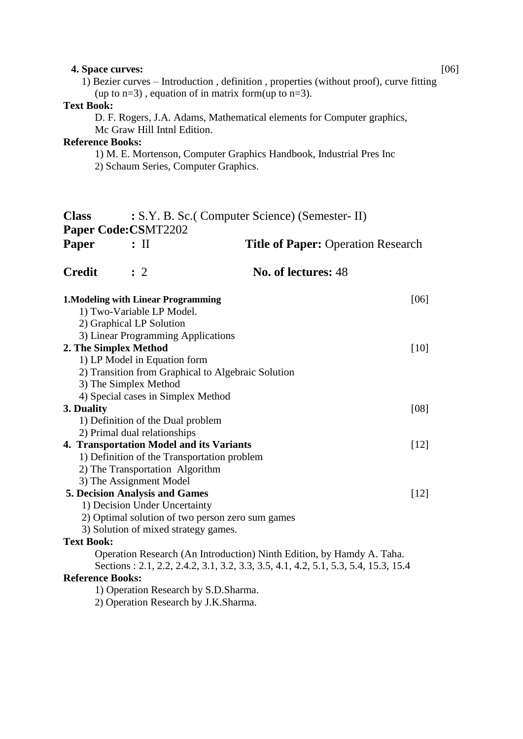**4. Space curves:** [06]

1) Bezier curves – Introduction , definition , properties (without proof), curve fitting (up to n=3) , equation of in matrix form(up to n=3).

**Text Book:**

D. F. Rogers, J.A. Adams, Mathematical elements for Computer graphics, Mc Graw Hill Intnl Edition.

**Reference Books:**

1) M. E. Mortenson, Computer Graphics Handbook, Industrial Pres Inc
2) Schaum Series, Computer Graphics.

**Class** : S.Y. B. Sc.( Computer Science) (Semester- II)
**Paper Code:CS**MT2202
**Paper** : II **Title of Paper:** Operation Research

**Credit** : 2 **No. of lectures:** 48

**1.Modeling with Linear Programming** [06]

1) Two-Variable LP Model.
2) Graphical LP Solution
3) Linear Programming Applications

**2. The Simplex Method** [10]

1) LP Model in Equation form
2) Transition from Graphical to Algebraic Solution
3) The Simplex Method
4) Special cases in Simplex Method

**3. Duality** [08]

1) Definition of the Dual problem
2) Primal dual relationships

**4. Transportation Model and its Variants** [12]

1) Definition of the Transportation problem
2) The Transportation Algorithm
3) The Assignment Model

**5. Decision Analysis and Games** [12]

1) Decision Under Uncertainty
2) Optimal solution of two person zero sum games
3) Solution of mixed strategy games.

**Text Book:**

Operation Research (An Introduction) Ninth Edition, by Hamdy A. Taha.
Sections : 2.1, 2.2, 2.4.2, 3.1, 3.2, 3.3, 3.5, 4.1, 4.2, 5.1, 5.3, 5.4, 15.3, 15.4

**Reference Books:**

1) Operation Research by S.D.Sharma.
2) Operation Research by J.K.Sharma.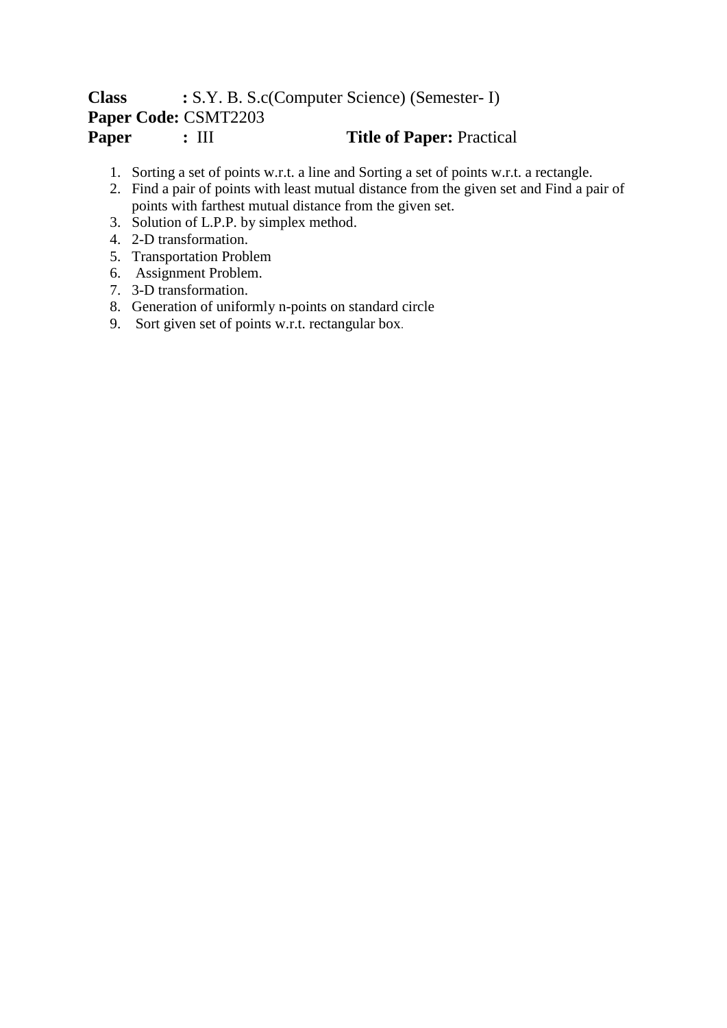**Class** **:** S.Y. B. S.c(Computer Science) (Semester- I)
**Paper Code:** CSMT2203
**Paper** **:** III **Title of Paper:** Practical

1. Sorting a set of points w.r.t. a line and Sorting a set of points w.r.t. a rectangle.
2. Find a pair of points with least mutual distance from the given set and Find a pair of points with farthest mutual distance from the given set.
3. Solution of L.P.P. by simplex method.
4. 2-D transformation.
5. Transportation Problem
6. Assignment Problem.
7. 3-D transformation.
8. Generation of uniformly n-points on standard circle
9. Sort given set of points w.r.t. rectangular box.